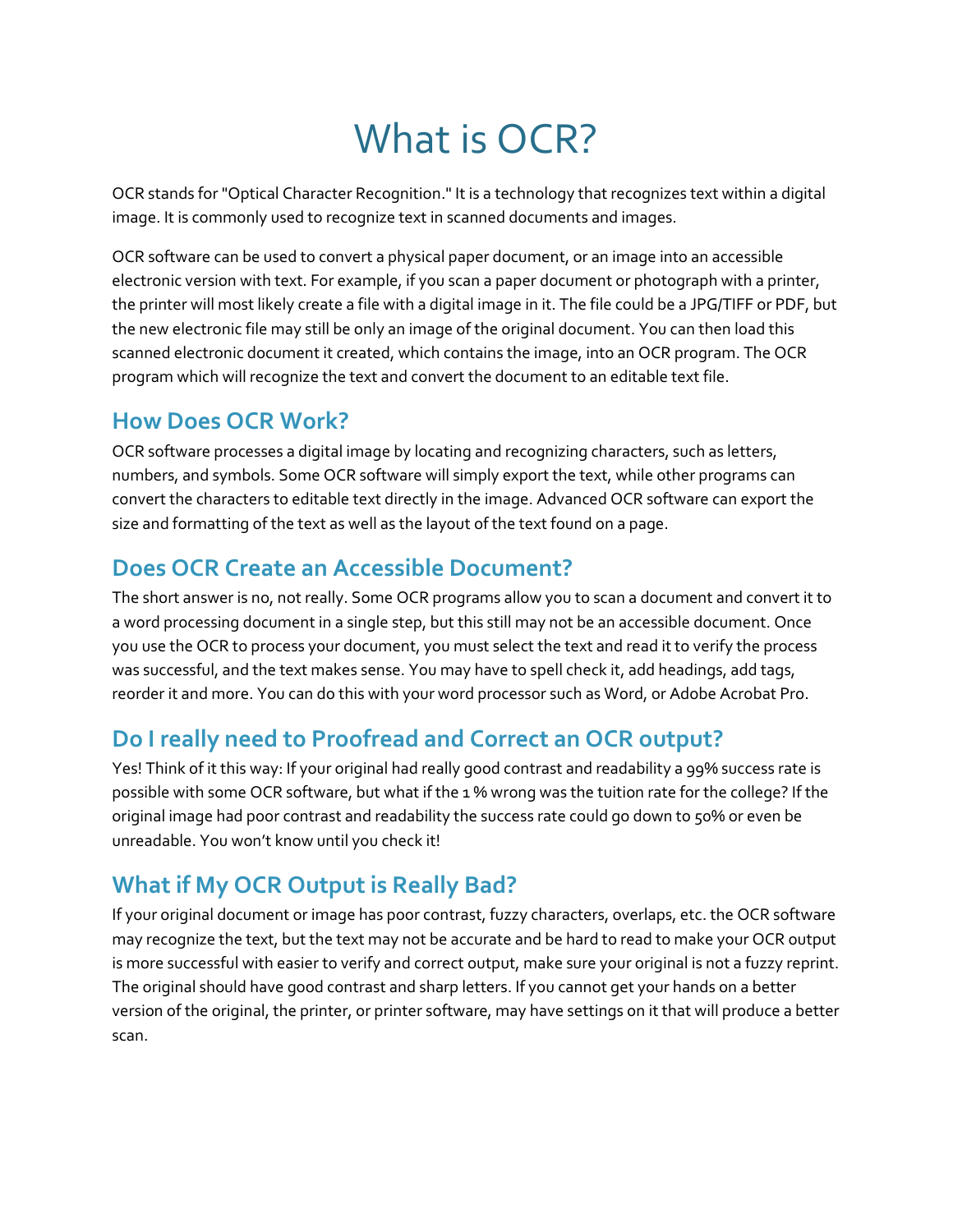# What is OCR?

OCR stands for "Optical Character Recognition." It is a technology that recognizes text within a digital image. It is commonly used to recognize text in scanned documents and images.

OCR software can be used to convert a physical paper document, or an image into an accessible electronic version with text. For example, if you scan a paper document or photograph with a printer, the printer will most likely create a file with a digital image in it. The file could be a JPG/TIFF or PDF, but the new electronic file may still be only an image of the original document. You can then load this scanned electronic document it created, which contains the image, into an OCR program. The OCR program which will recognize the text and convert the document to an editable text file.

## How Does OCR Work?

OCR software processes a digital image by locating and recognizing characters, such as letters, numbers, and symbols. Some OCR software will simply export the text, while other programs can convert the characters to editable text directly in the image. Advanced OCR software can export the size and formatting of the text as well as the layout of the text found on a page.

## Does OCR Create an Accessible Document?

The short answer is no, not really. Some OCR programs allow you to scan a document and convert it to a word processing document in a single step, but this still may not be an accessible document. Once you use the OCR to process your document, you must select the text and read it to verify the process was successful, and the text makes sense. You may have to spell check it, add headings, add tags, reorder it and more. You can do this with your word processor such as Word, or Adobe Acrobat Pro.

## Do I really need to Proofread and Correct an OCR output?

Yes! Think of it this way: If your original had really good contrast and readability a 99% success rate is possible with some OCR software, but what if the 1 % wrong was the tuition rate for the college? If the original image had poor contrast and readability the success rate could go down to 50% or even be unreadable. You won't know until you check it!

## What if My OCR Output is Really Bad?

If your original document or image has poor contrast, fuzzy characters, overlaps, etc. the OCR software may recognize the text, but the text may not be accurate and be hard to read to make your OCR output is more successful with easier to verify and correct output, make sure your original is not a fuzzy reprint. The original should have good contrast and sharp letters. If you cannot get your hands on a better version of the original, the printer, or printer software, may have settings on it that will produce a better scan.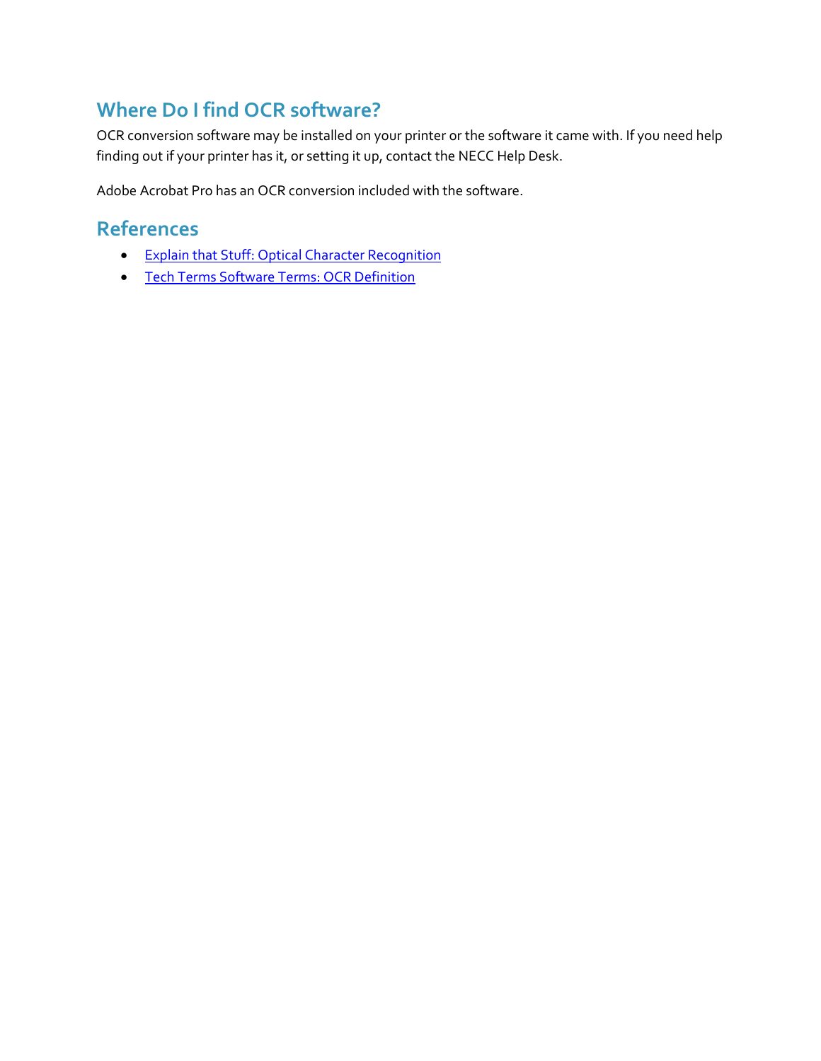## Where Do I find OCR software?

OCR conversion software may be installed on your printer or the software it came with. If you need help finding out if your printer has it, or setting it up, contact the NECC Help Desk.

Adobe Acrobat Pro has an OCR conversion included with the software.

## References

- Explain that Stuff: Optical Character Recognition
- Tech Terms Software Terms: OCR Definition